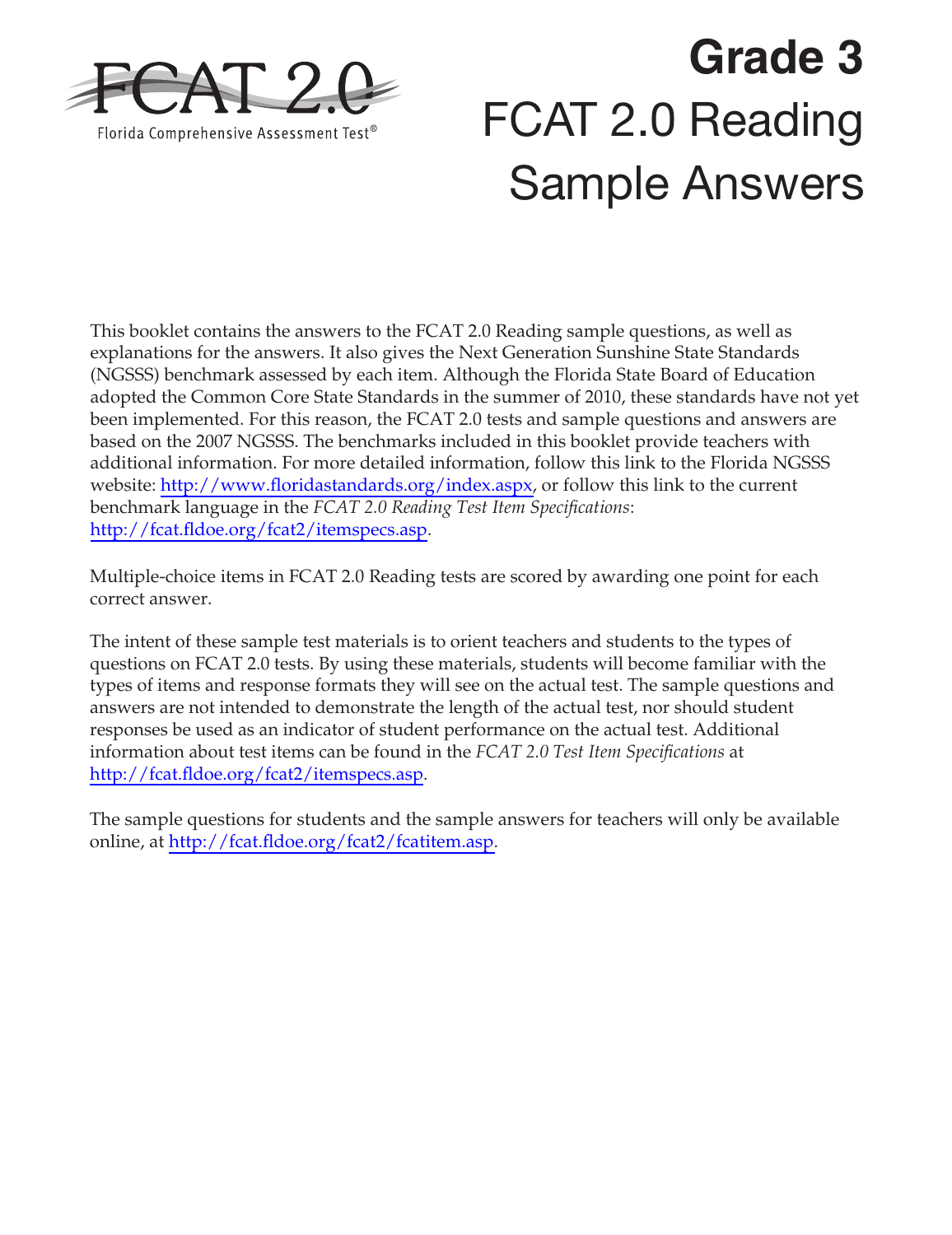FCAT 2.0

Florida Comprehensive Assessment Test®

# Grade 3

# FCAT 2.0 Reading Sample Answers

This booklet contains the answers to the FCAT 2.0 Reading sample questions, as well as explanations for the answers. It also gives the Next Generation Sunshine State Standards (NGSSS) benchmark assessed by each item. Although the Florida State Board of Education adopted the Common Core State Standards in the summer of 2010, these standards have not yet been implemented. For this reason, the FCAT 2.0 tests and sample questions and answers are based on the 2007 NGSSS. The benchmarks included in this booklet provide teachers with additional information. For more detailed information, follow this link to the Florida NGSSS website: http://www.floridastandards.org/index.aspx, or follow this link to the current benchmark language in the *FCAT 2.0 Reading Test Item Specifications*: http://fcat.fldoe.org/fcat2/itemspecs.asp.

Multiple-choice items in FCAT 2.0 Reading tests are scored by awarding one point for each correct answer.

The intent of these sample test materials is to orient teachers and students to the types of questions on FCAT 2.0 tests. By using these materials, students will become familiar with the types of items and response formats they will see on the actual test. The sample questions and answers are not intended to demonstrate the length of the actual test, nor should student responses be used as an indicator of student performance on the actual test. Additional information about test items can be found in the *FCAT 2.0 Test Item Specifications* at http://fcat.fldoe.org/fcat2/itemspecs.asp.

The sample questions for students and the sample answers for teachers will only be available online, at http://fcat.fldoe.org/fcat2/fcatitem.asp.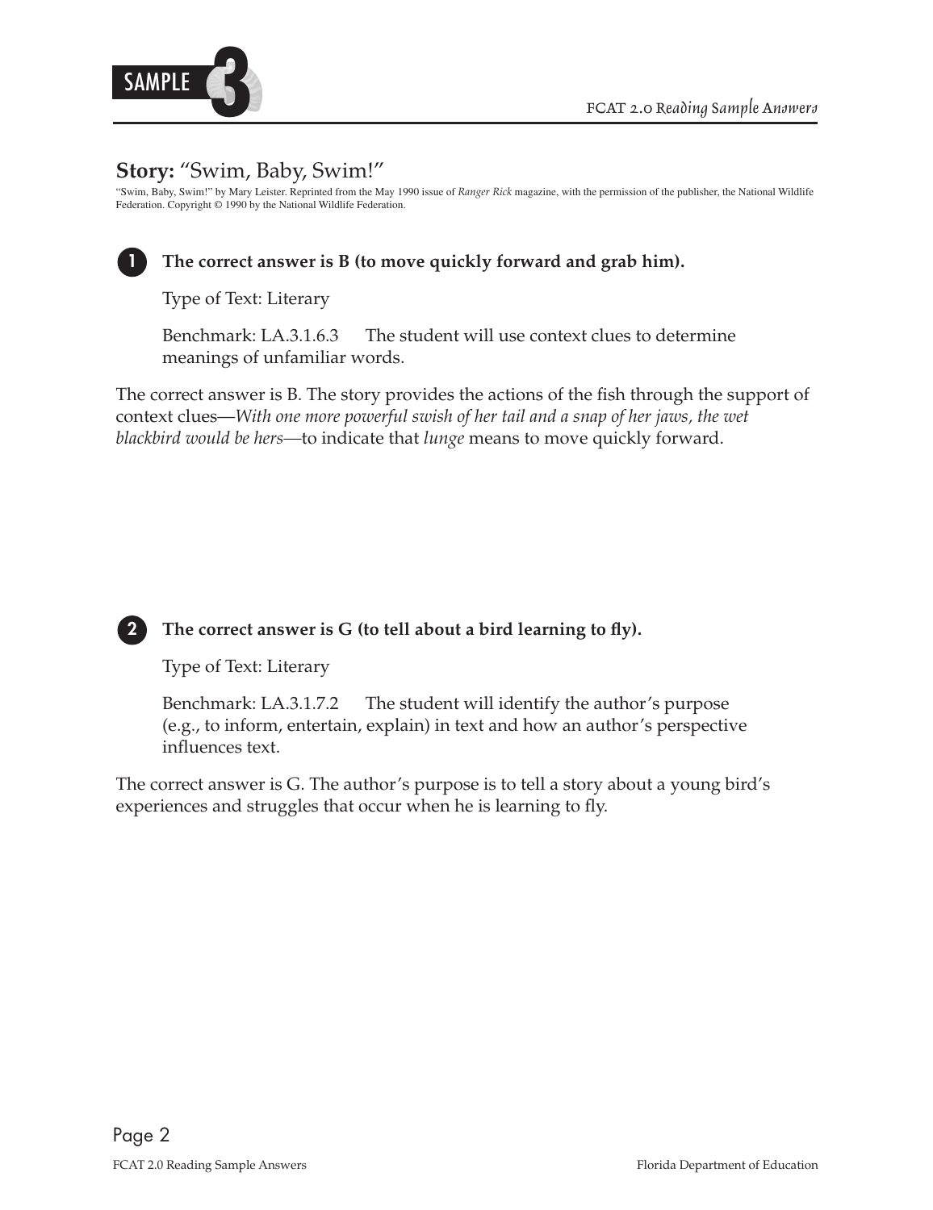## Story: "Swim, Baby, Swim!"

"Swim, Baby, Swim!" by Mary Leister. Reprinted from the May 1990 issue of *Ranger Rick* magazine, with the permission of the publisher, the National Wildlife Federation. Copyright © 1990 by the National Wildlife Federation.

**1** **The correct answer is B (to move quickly forward and grab him).**

Type of Text: Literary

Benchmark: LA.3.1.6.3 The student will use context clues to determine meanings of unfamiliar words.

The correct answer is B. The story provides the actions of the fish through the support of context clues—*With one more powerful swish of her tail and a snap of her jaws, the wet blackbird would be hers*—to indicate that *lunge* means to move quickly forward.

**2** **The correct answer is G (to tell about a bird learning to fly).**

Type of Text: Literary

Benchmark: LA.3.1.7.2 The student will identify the author's purpose (e.g., to inform, entertain, explain) in text and how an author's perspective influences text.

The correct answer is G. The author's purpose is to tell a story about a young bird's experiences and struggles that occur when he is learning to fly.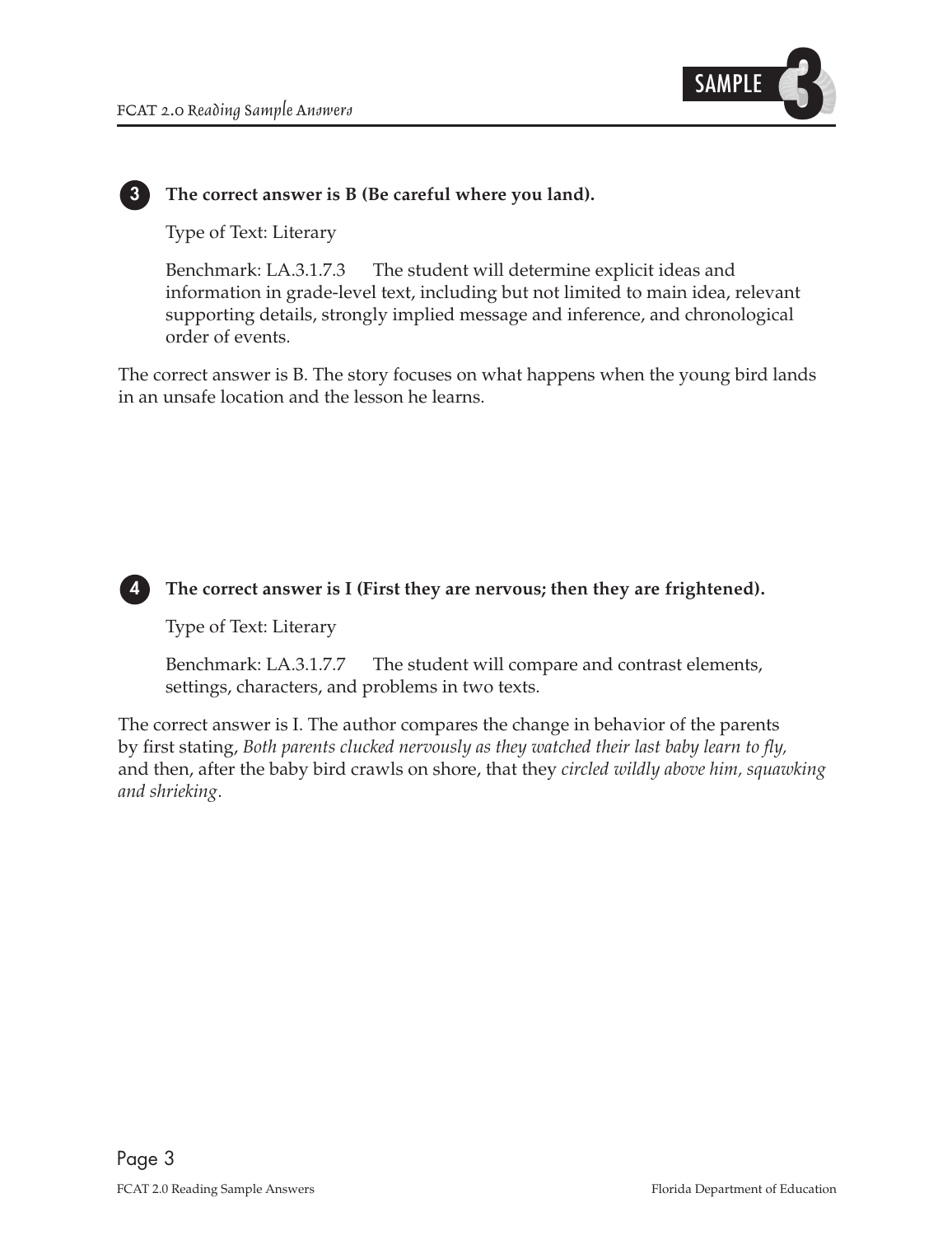**3** **The correct answer is B (Be careful where you land).**

Type of Text: Literary

Benchmark: LA.3.1.7.3 The student will determine explicit ideas and information in grade-level text, including but not limited to main idea, relevant supporting details, strongly implied message and inference, and chronological order of events.

The correct answer is B. The story focuses on what happens when the young bird lands in an unsafe location and the lesson he learns.

**4** **The correct answer is I (First they are nervous; then they are frightened).**

Type of Text: Literary

Benchmark: LA.3.1.7.7 The student will compare and contrast elements, settings, characters, and problems in two texts.

The correct answer is I. The author compares the change in behavior of the parents by first stating, *Both parents clucked nervously as they watched their last baby learn to fly,* and then, after the baby bird crawls on shore, that they *circled wildly above him, squawking and shrieking*.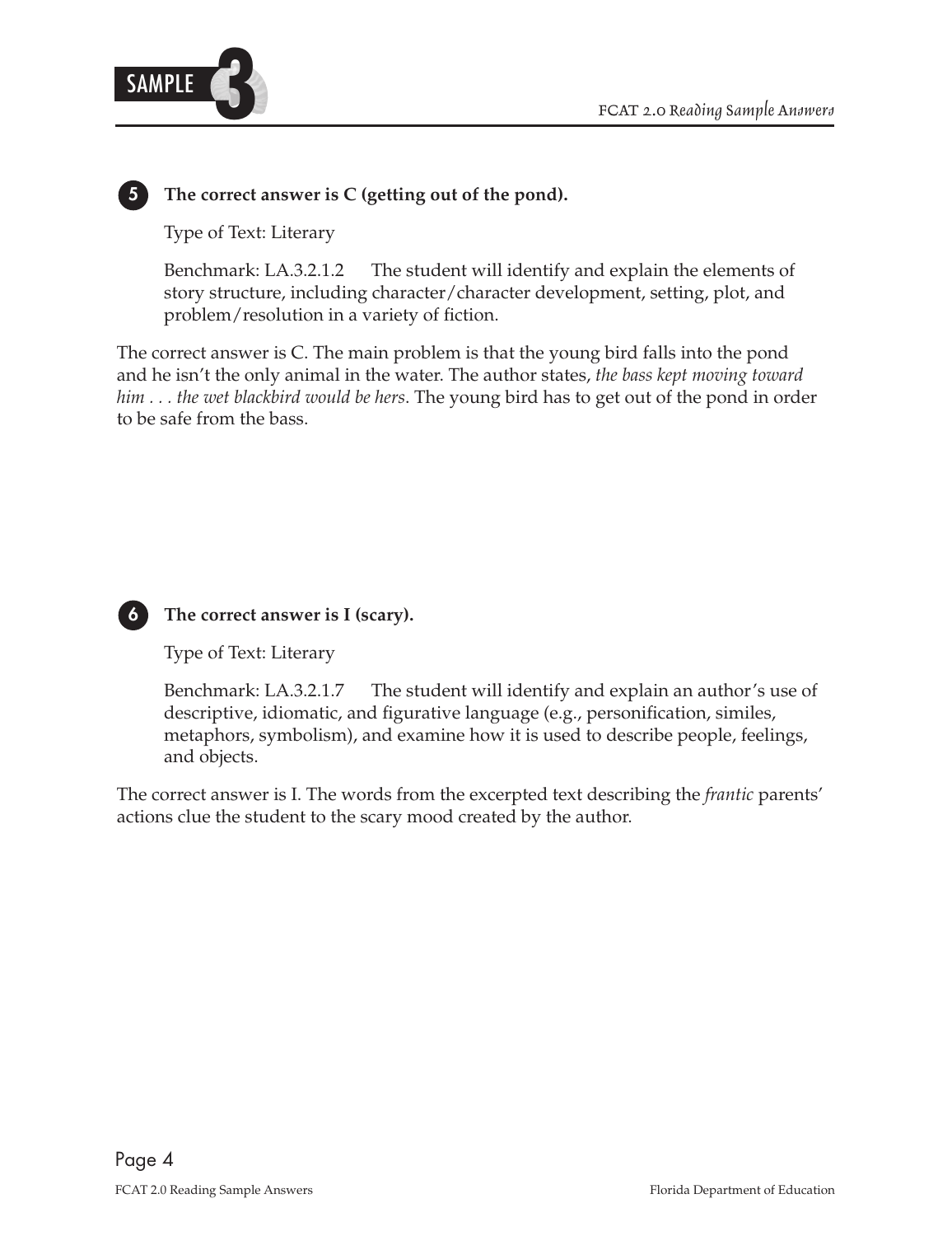**5** **The correct answer is C (getting out of the pond).**

Type of Text: Literary

Benchmark: LA.3.2.1.2 The student will identify and explain the elements of story structure, including character/character development, setting, plot, and problem/resolution in a variety of fiction.

The correct answer is C. The main problem is that the young bird falls into the pond and he isn't the only animal in the water. The author states, *the bass kept moving toward him . . . the wet blackbird would be hers*. The young bird has to get out of the pond in order to be safe from the bass.

**6** **The correct answer is I (scary).**

Type of Text: Literary

Benchmark: LA.3.2.1.7 The student will identify and explain an author's use of descriptive, idiomatic, and figurative language (e.g., personification, similes, metaphors, symbolism), and examine how it is used to describe people, feelings, and objects.

The correct answer is I. The words from the excerpted text describing the *frantic* parents' actions clue the student to the scary mood created by the author.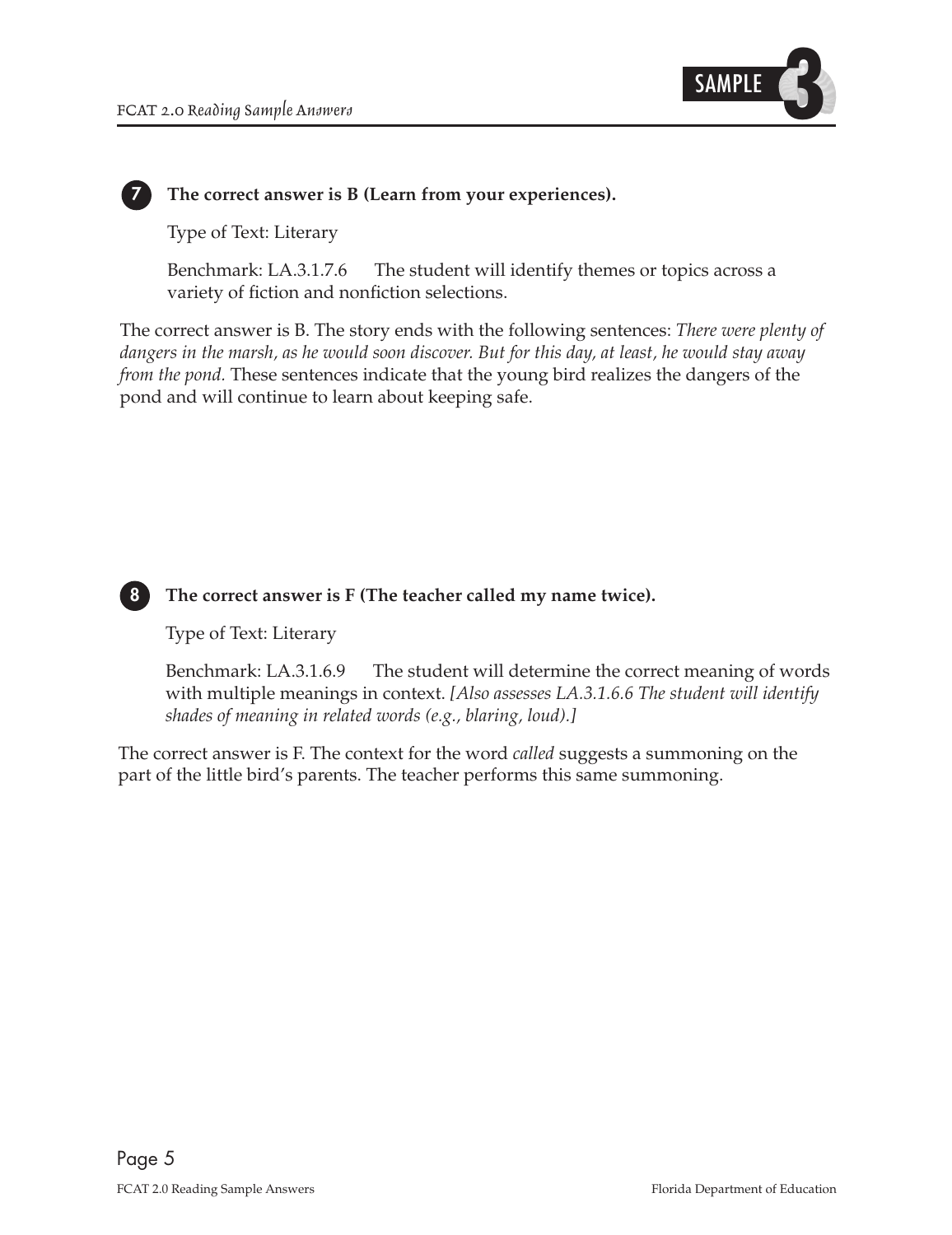**7 The correct answer is B (Learn from your experiences).**

Type of Text: Literary

Benchmark: LA.3.1.7.6 The student will identify themes or topics across a variety of fiction and nonfiction selections.

The correct answer is B. The story ends with the following sentences: *There were plenty of dangers in the marsh, as he would soon discover. But for this day, at least, he would stay away from the pond.* These sentences indicate that the young bird realizes the dangers of the pond and will continue to learn about keeping safe.

**8 The correct answer is F (The teacher called my name twice).**

Type of Text: Literary

Benchmark: LA.3.1.6.9 The student will determine the correct meaning of words with multiple meanings in context. *[Also assesses LA.3.1.6.6 The student will identify shades of meaning in related words (e.g., blaring, loud).]*

The correct answer is F. The context for the word *called* suggests a summoning on the part of the little bird's parents. The teacher performs this same summoning.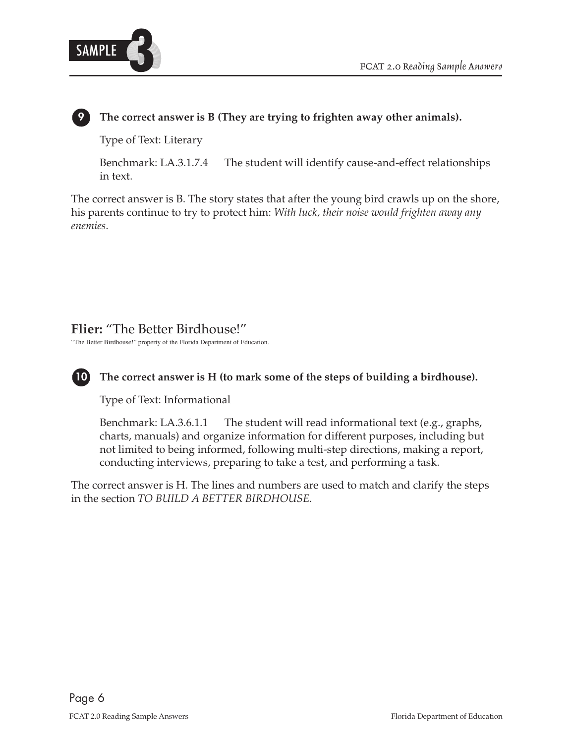**9** **The correct answer is B (They are trying to frighten away other animals).**

Type of Text: Literary

Benchmark: LA.3.1.7.4 The student will identify cause-and-effect relationships in text.

The correct answer is B. The story states that after the young bird crawls up on the shore, his parents continue to try to protect him: *With luck, their noise would frighten away any enemies*.

## **Flier:** "The Better Birdhouse!"

"The Better Birdhouse!" property of the Florida Department of Education.

**10** **The correct answer is H (to mark some of the steps of building a birdhouse).**

Type of Text: Informational

Benchmark: LA.3.6.1.1 The student will read informational text (e.g., graphs, charts, manuals) and organize information for different purposes, including but not limited to being informed, following multi-step directions, making a report, conducting interviews, preparing to take a test, and performing a task.

The correct answer is H. The lines and numbers are used to match and clarify the steps in the section *TO BUILD A BETTER BIRDHOUSE.*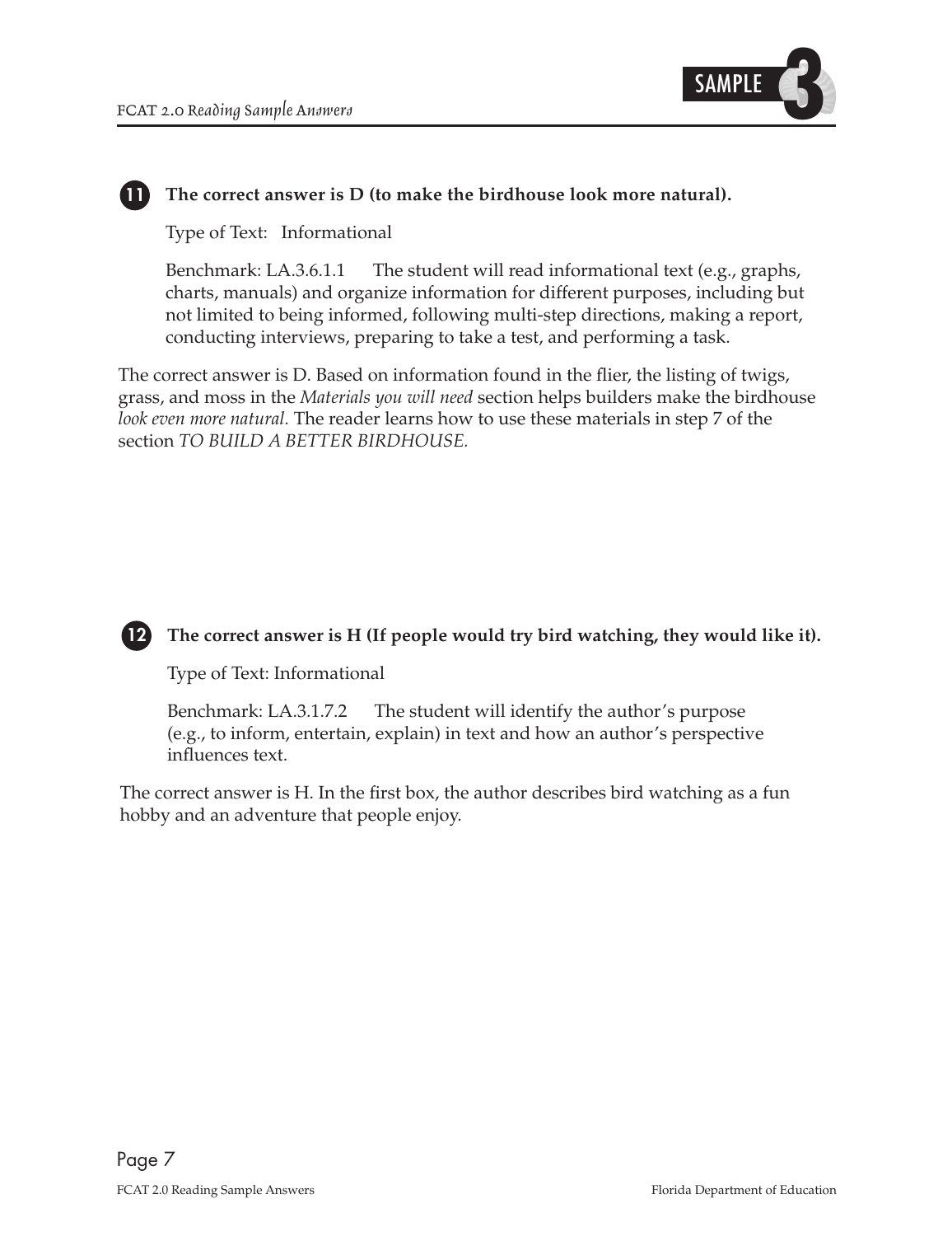**11** **The correct answer is D (to make the birdhouse look more natural).**

Type of Text: Informational

Benchmark: LA.3.6.1.1 The student will read informational text (e.g., graphs, charts, manuals) and organize information for different purposes, including but not limited to being informed, following multi-step directions, making a report, conducting interviews, preparing to take a test, and performing a task.

The correct answer is D. Based on information found in the flier, the listing of twigs, grass, and moss in the *Materials you will need* section helps builders make the birdhouse *look even more natural.* The reader learns how to use these materials in step 7 of the section *TO BUILD A BETTER BIRDHOUSE.*

**12** **The correct answer is H (If people would try bird watching, they would like it).**

Type of Text: Informational

Benchmark: LA.3.1.7.2 The student will identify the author's purpose (e.g., to inform, entertain, explain) in text and how an author's perspective influences text.

The correct answer is H. In the first box, the author describes bird watching as a fun hobby and an adventure that people enjoy.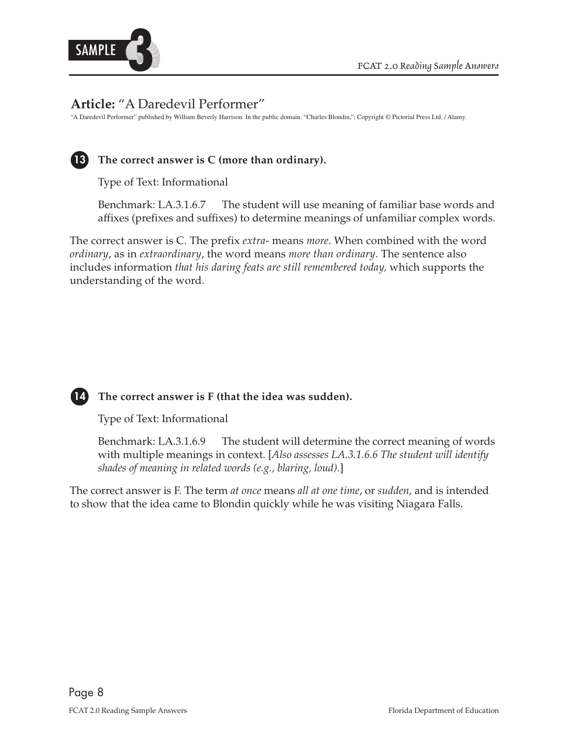**SAMPLE 3**

## Article: "A Daredevil Performer"

"A Daredevil Performer" published by William Beverly Harrison. In the public domain. "Charles Blondin,": Copyright © Pictorial Press Ltd. / Alamy.

**13** **The correct answer is C (more than ordinary).**

Type of Text: Informational

Benchmark: LA.3.1.6.7 The student will use meaning of familiar base words and affixes (prefixes and suffixes) to determine meanings of unfamiliar complex words.

The correct answer is C. The prefix *extra-* means *more*. When combined with the word *ordinary*, as in *extraordinary*, the word means *more than ordinary*. The sentence also includes information *that his daring feats are still remembered today,* which supports the understanding of the word.

**14** **The correct answer is F (that the idea was sudden).**

Type of Text: Informational

Benchmark: LA.3.1.6.9 The student will determine the correct meaning of words with multiple meanings in context. [*Also assesses LA.3.1.6.6 The student will identify shades of meaning in related words (e.g., blaring, loud).*]

The correct answer is F. The term *at once* means *all at one time*, or *sudden,* and is intended to show that the idea came to Blondin quickly while he was visiting Niagara Falls.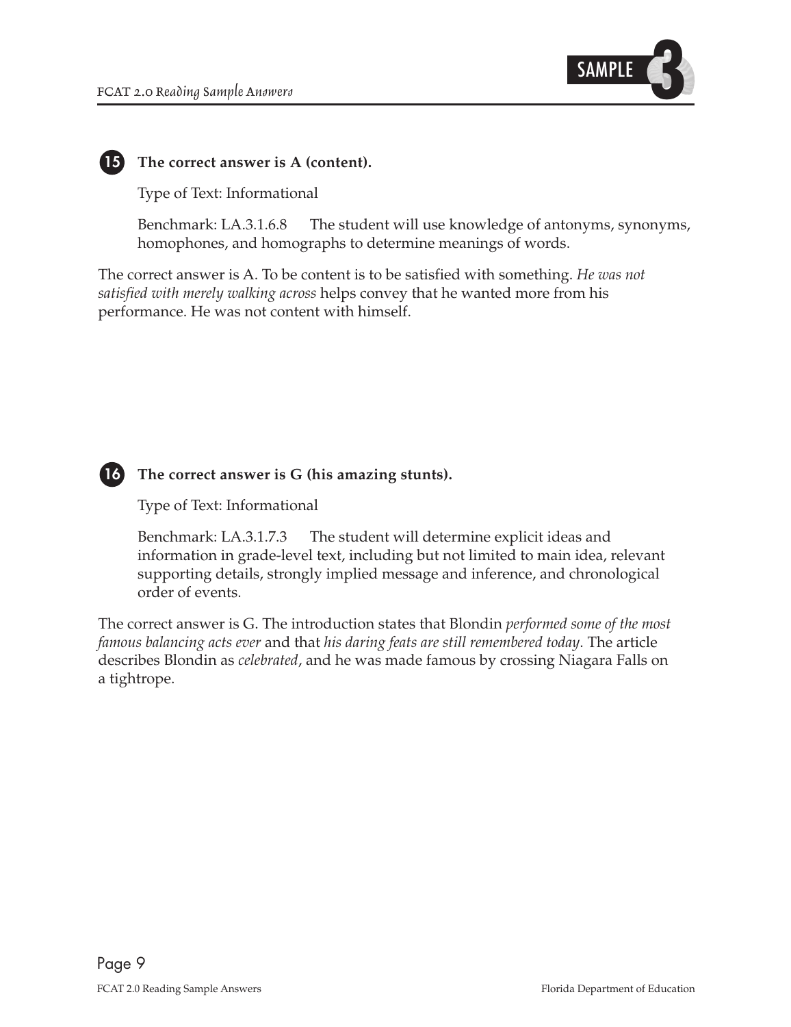**15 The correct answer is A (content).**

Type of Text: Informational

Benchmark: LA.3.1.6.8 The student will use knowledge of antonyms, synonyms, homophones, and homographs to determine meanings of words.

The correct answer is A. To be content is to be satisfied with something. *He was not satisfied with merely walking across* helps convey that he wanted more from his performance. He was not content with himself.

**16 The correct answer is G (his amazing stunts).**

Type of Text: Informational

Benchmark: LA.3.1.7.3 The student will determine explicit ideas and information in grade-level text, including but not limited to main idea, relevant supporting details, strongly implied message and inference, and chronological order of events.

The correct answer is G. The introduction states that Blondin *performed some of the most famous balancing acts ever* and that *his daring feats are still remembered today*. The article describes Blondin as *celebrated*, and he was made famous by crossing Niagara Falls on a tightrope.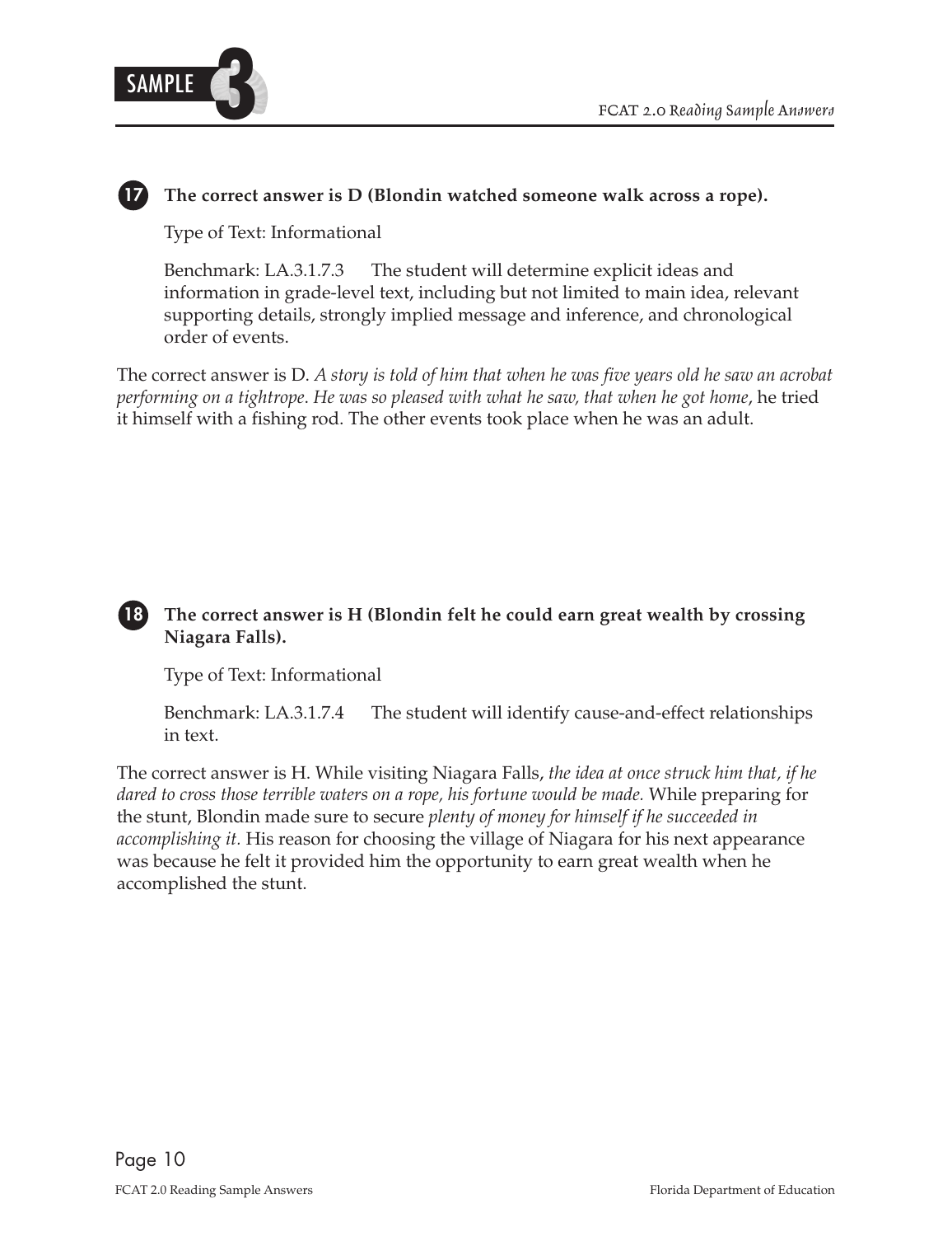**17** **The correct answer is D (Blondin watched someone walk across a rope).**

Type of Text: Informational

Benchmark: LA.3.1.7.3 The student will determine explicit ideas and information in grade-level text, including but not limited to main idea, relevant supporting details, strongly implied message and inference, and chronological order of events.

The correct answer is D. *A story is told of him that when he was five years old he saw an acrobat performing on a tightrope. He was so pleased with what he saw, that when he got home*, he tried it himself with a fishing rod. The other events took place when he was an adult.

**18** **The correct answer is H (Blondin felt he could earn great wealth by crossing Niagara Falls).**

Type of Text: Informational

Benchmark: LA.3.1.7.4 The student will identify cause-and-effect relationships in text.

The correct answer is H. While visiting Niagara Falls, *the idea at once struck him that, if he dared to cross those terrible waters on a rope, his fortune would be made.* While preparing for the stunt, Blondin made sure to secure *plenty of money for himself if he succeeded in accomplishing it.* His reason for choosing the village of Niagara for his next appearance was because he felt it provided him the opportunity to earn great wealth when he accomplished the stunt.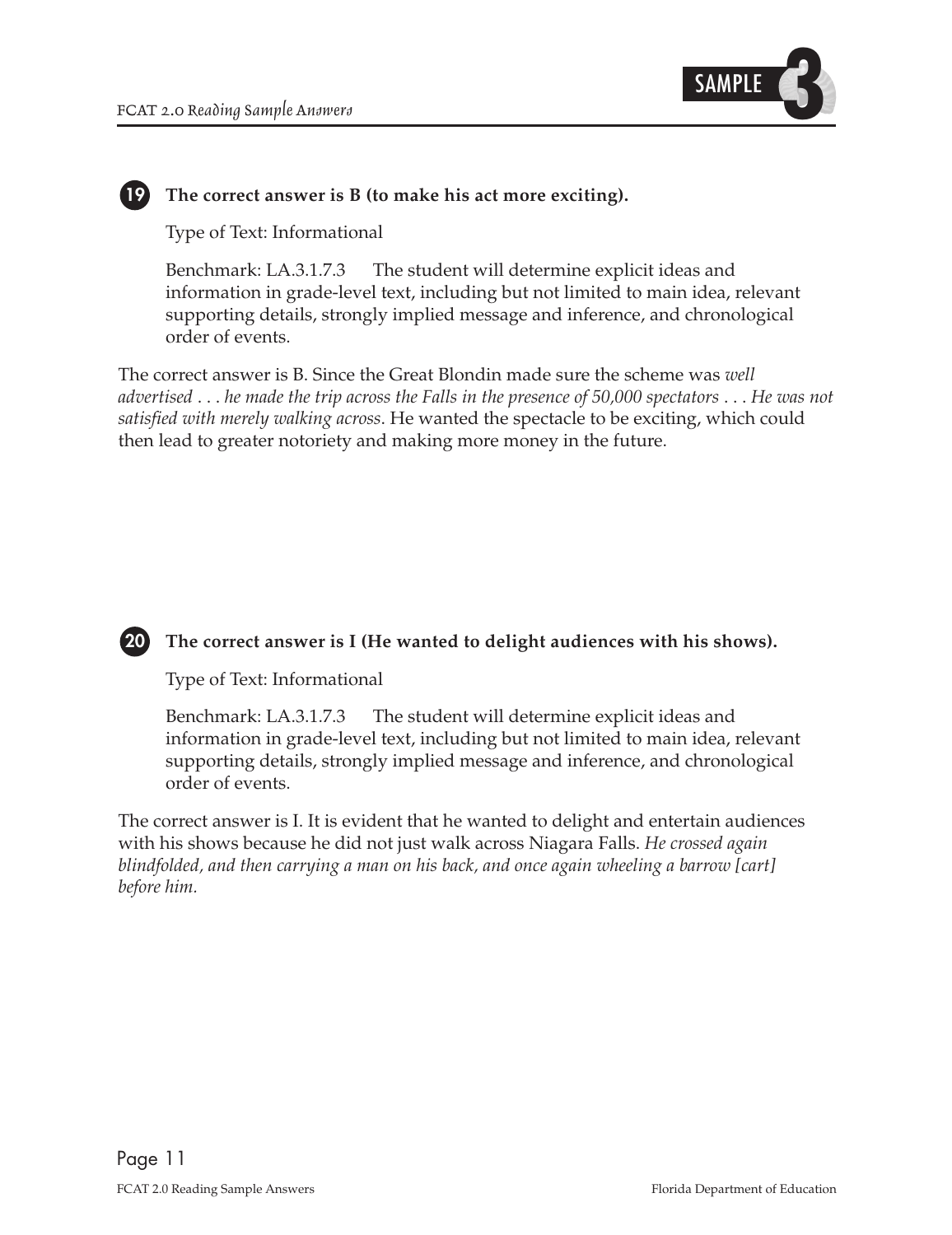**19** **The correct answer is B (to make his act more exciting).**

Type of Text: Informational

Benchmark: LA.3.1.7.3 The student will determine explicit ideas and information in grade-level text, including but not limited to main idea, relevant supporting details, strongly implied message and inference, and chronological order of events.

The correct answer is B. Since the Great Blondin made sure the scheme was *well advertised . . . he made the trip across the Falls in the presence of 50,000 spectators . . . He was not satisfied with merely walking across*. He wanted the spectacle to be exciting, which could then lead to greater notoriety and making more money in the future.

**20** **The correct answer is I (He wanted to delight audiences with his shows).**

Type of Text: Informational

Benchmark: LA.3.1.7.3 The student will determine explicit ideas and information in grade-level text, including but not limited to main idea, relevant supporting details, strongly implied message and inference, and chronological order of events.

The correct answer is I. It is evident that he wanted to delight and entertain audiences with his shows because he did not just walk across Niagara Falls. *He crossed again blindfolded, and then carrying a man on his back, and once again wheeling a barrow [cart] before him.*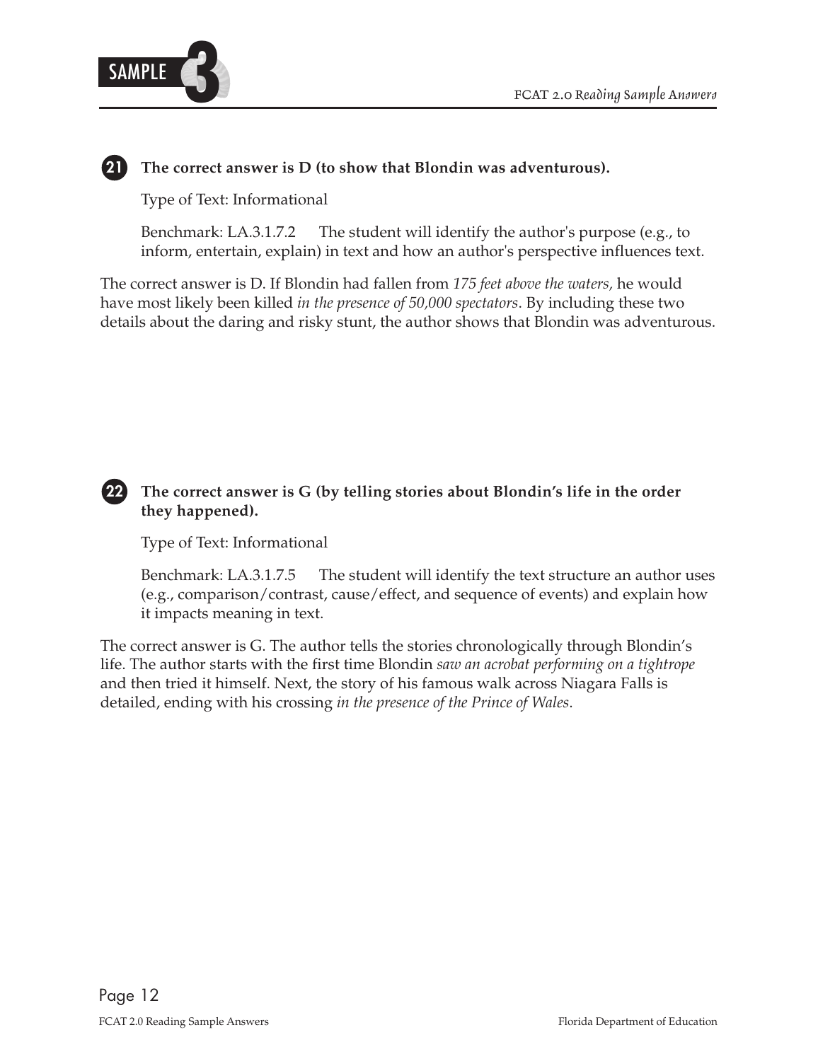**21** **The correct answer is D (to show that Blondin was adventurous).**

Type of Text: Informational

Benchmark: LA.3.1.7.2 The student will identify the author's purpose (e.g., to inform, entertain, explain) in text and how an author's perspective influences text.

The correct answer is D. If Blondin had fallen from *175 feet above the waters,* he would have most likely been killed *in the presence of 50,000 spectators*. By including these two details about the daring and risky stunt, the author shows that Blondin was adventurous.

**22** **The correct answer is G (by telling stories about Blondin's life in the order they happened).**

Type of Text: Informational

Benchmark: LA.3.1.7.5 The student will identify the text structure an author uses (e.g., comparison/contrast, cause/effect, and sequence of events) and explain how it impacts meaning in text.

The correct answer is G. The author tells the stories chronologically through Blondin's life. The author starts with the first time Blondin *saw an acrobat performing on a tightrope* and then tried it himself. Next, the story of his famous walk across Niagara Falls is detailed, ending with his crossing *in the presence of the Prince of Wales*.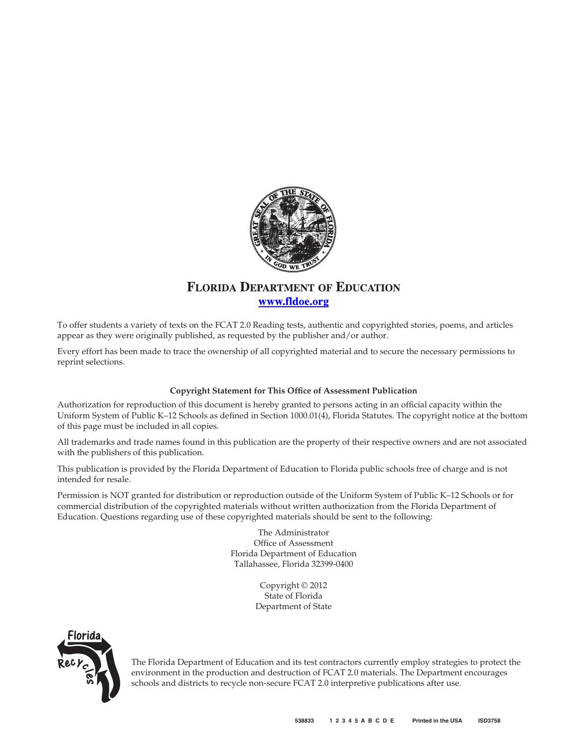# Florida Department of Education

www.fldoe.org

To offer students a variety of texts on the FCAT 2.0 Reading tests, authentic and copyrighted stories, poems, and articles appear as they were originally published, as requested by the publisher and/or author.

Every effort has been made to trace the ownership of all copyrighted material and to secure the necessary permissions to reprint selections.

**Copyright Statement for This Office of Assessment Publication**

Authorization for reproduction of this document is hereby granted to persons acting in an official capacity within the Uniform System of Public K–12 Schools as defined in Section 1000.01(4), Florida Statutes. The copyright notice at the bottom of this page must be included in all copies.

All trademarks and trade names found in this publication are the property of their respective owners and are not associated with the publishers of this publication.

This publication is provided by the Florida Department of Education to Florida public schools free of charge and is not intended for resale.

Permission is NOT granted for distribution or reproduction outside of the Uniform System of Public K–12 Schools or for commercial distribution of the copyrighted materials without written authorization from the Florida Department of Education. Questions regarding use of these copyrighted materials should be sent to the following:

The Administrator
Office of Assessment
Florida Department of Education
Tallahassee, Florida 32399-0400

Copyright © 2012
State of Florida
Department of State

The Florida Department of Education and its test contractors currently employ strategies to protect the environment in the production and destruction of FCAT 2.0 materials. The Department encourages schools and districts to recycle non-secure FCAT 2.0 interpretive publications after use.

538833 1 2 3 4 5 A B C D E Printed in the USA ISD3758